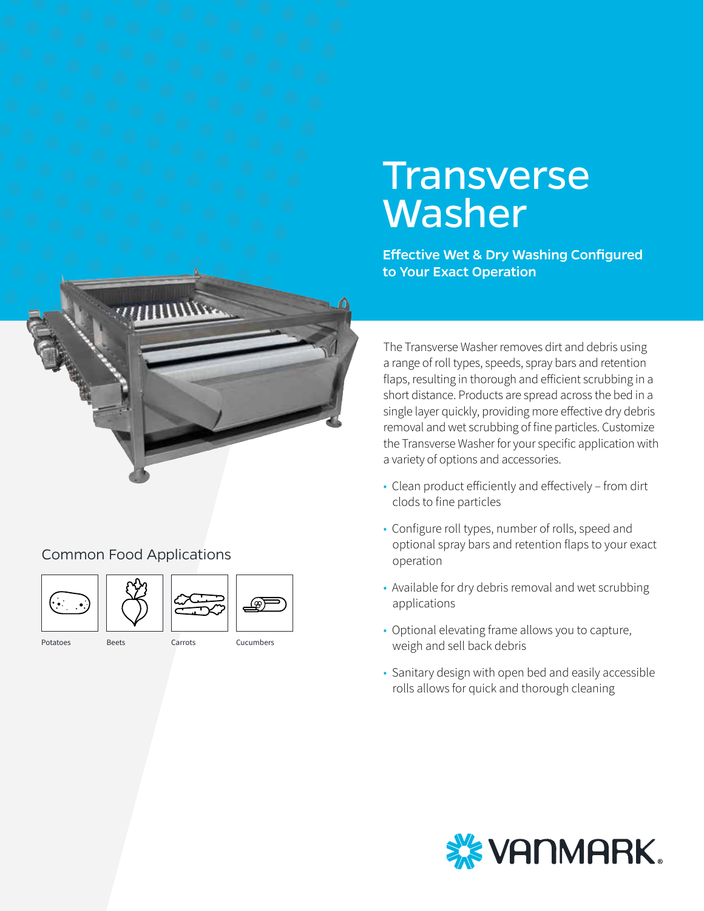# Transverse Washer

**Effective Wet & Dry Washing Configured to Your Exact Operation**

The Transverse Washer removes dirt and debris using a range of roll types, speeds, spray bars and retention flaps, resulting in thorough and efficient scrubbing in a short distance. Products are spread across the bed in a single layer quickly, providing more effective dry debris removal and wet scrubbing of fine particles. Customize the Transverse Washer for your specific application with a variety of options and accessories.

- Clean product efficiently and effectively – from dirt clods to fine particles
- Configure roll types, number of rolls, speed and optional spray bars and retention flaps to your exact operation
- Available for dry debris removal and wet scrubbing applications
- Optional elevating frame allows you to capture, weigh and sell back debris
- Sanitary design with open bed and easily accessible rolls allows for quick and thorough cleaning

## Common Food Applications

Potatoes

Beets

Carrots

Cucumbers

VANMARK®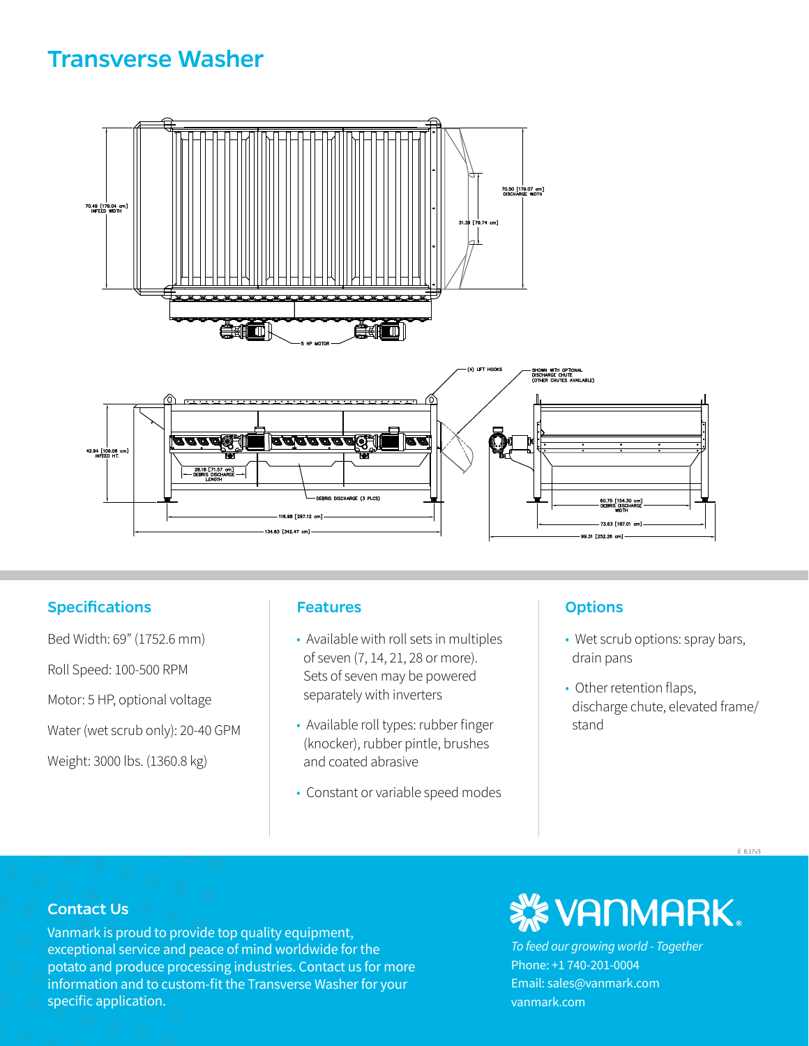# Transverse Washer

70.49 [179.04 cm] INFEED WIDTH

70.50 [179.07 cm] DISCHARGE WIDTH

31.39 [79.74 cm]

5 HP MOTOR

(4) LIFT HOOKS

SHOWN WITH OPTIONAL DISCHARGE CHUTE (OTHER CHUTES AVAILABLE)

42.94 [109.08 cm] INFEED HT.

28.18 [71.57 cm] DEBRIS DISCHARGE LENGTH

DEBRIS DISCHARGE (3 PLCS)

116.98 [297.12 cm]

134.83 [342.47 cm]

60.75 [154.30 cm] DEBRIS DISCHARGE WIDTH

73.63 [187.01 cm]

99.31 [252.26 cm]

## Specifications

Bed Width: 69" (1752.6 mm)

Roll Speed: 100-500 RPM

Motor: 5 HP, optional voltage

Water (wet scrub only): 20-40 GPM

Weight: 3000 lbs. (1360.8 kg)

## Features

- Available with roll sets in multiples of seven (7, 14, 21, 28 or more). Sets of seven may be powered separately with inverters
- Available roll types: rubber finger (knocker), rubber pintle, brushes and coated abrasive
- Constant or variable speed modes

## Options

- Wet scrub options: spray bars, drain pans
- Other retention flaps, discharge chute, elevated frame/ stand

E. 8.17v3

## Contact Us

Vanmark is proud to provide top quality equipment, exceptional service and peace of mind worldwide for the potato and produce processing industries. Contact us for more information and to custom-fit the Transverse Washer for your specific application.

VANMARK

*To feed our growing world - Together*

Phone: +1 740-201-0004

Email: sales@vanmark.com

vanmark.com